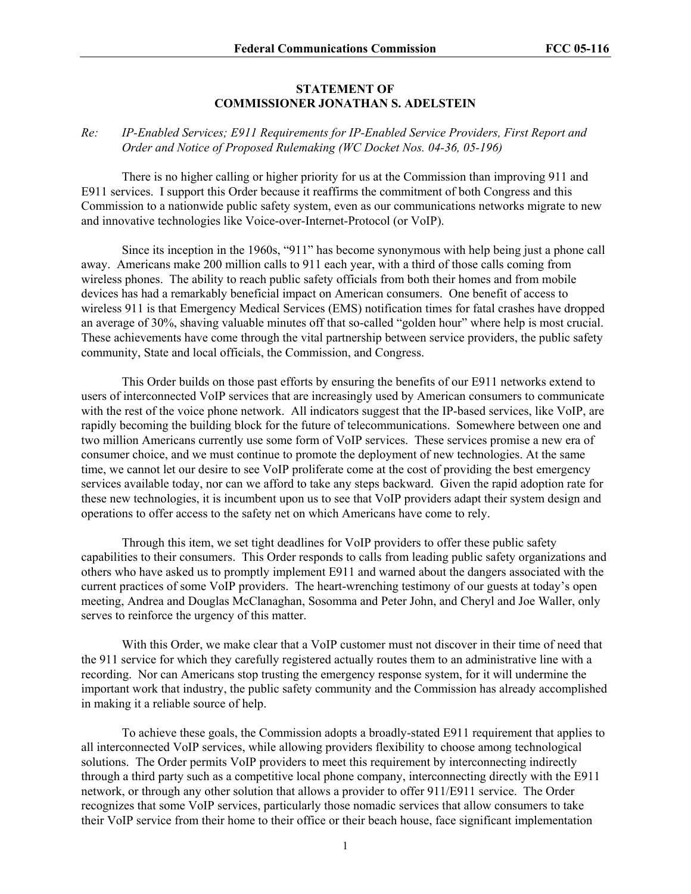**STATEMENT OF**
**COMMISSIONER JONATHAN S. ADELSTEIN**

*Re: IP-Enabled Services; E911 Requirements for IP-Enabled Service Providers, First Report and Order and Notice of Proposed Rulemaking (WC Docket Nos. 04-36, 05-196)*

There is no higher calling or higher priority for us at the Commission than improving 911 and E911 services. I support this Order because it reaffirms the commitment of both Congress and this Commission to a nationwide public safety system, even as our communications networks migrate to new and innovative technologies like Voice-over-Internet-Protocol (or VoIP).

Since its inception in the 1960s, "911" has become synonymous with help being just a phone call away. Americans make 200 million calls to 911 each year, with a third of those calls coming from wireless phones. The ability to reach public safety officials from both their homes and from mobile devices has had a remarkably beneficial impact on American consumers. One benefit of access to wireless 911 is that Emergency Medical Services (EMS) notification times for fatal crashes have dropped an average of 30%, shaving valuable minutes off that so-called "golden hour" where help is most crucial. These achievements have come through the vital partnership between service providers, the public safety community, State and local officials, the Commission, and Congress.

This Order builds on those past efforts by ensuring the benefits of our E911 networks extend to users of interconnected VoIP services that are increasingly used by American consumers to communicate with the rest of the voice phone network. All indicators suggest that the IP-based services, like VoIP, are rapidly becoming the building block for the future of telecommunications. Somewhere between one and two million Americans currently use some form of VoIP services. These services promise a new era of consumer choice, and we must continue to promote the deployment of new technologies. At the same time, we cannot let our desire to see VoIP proliferate come at the cost of providing the best emergency services available today, nor can we afford to take any steps backward. Given the rapid adoption rate for these new technologies, it is incumbent upon us to see that VoIP providers adapt their system design and operations to offer access to the safety net on which Americans have come to rely.

Through this item, we set tight deadlines for VoIP providers to offer these public safety capabilities to their consumers. This Order responds to calls from leading public safety organizations and others who have asked us to promptly implement E911 and warned about the dangers associated with the current practices of some VoIP providers. The heart-wrenching testimony of our guests at today's open meeting, Andrea and Douglas McClanaghan, Sosomma and Peter John, and Cheryl and Joe Waller, only serves to reinforce the urgency of this matter.

With this Order, we make clear that a VoIP customer must not discover in their time of need that the 911 service for which they carefully registered actually routes them to an administrative line with a recording. Nor can Americans stop trusting the emergency response system, for it will undermine the important work that industry, the public safety community and the Commission has already accomplished in making it a reliable source of help.

To achieve these goals, the Commission adopts a broadly-stated E911 requirement that applies to all interconnected VoIP services, while allowing providers flexibility to choose among technological solutions. The Order permits VoIP providers to meet this requirement by interconnecting indirectly through a third party such as a competitive local phone company, interconnecting directly with the E911 network, or through any other solution that allows a provider to offer 911/E911 service. The Order recognizes that some VoIP services, particularly those nomadic services that allow consumers to take their VoIP service from their home to their office or their beach house, face significant implementation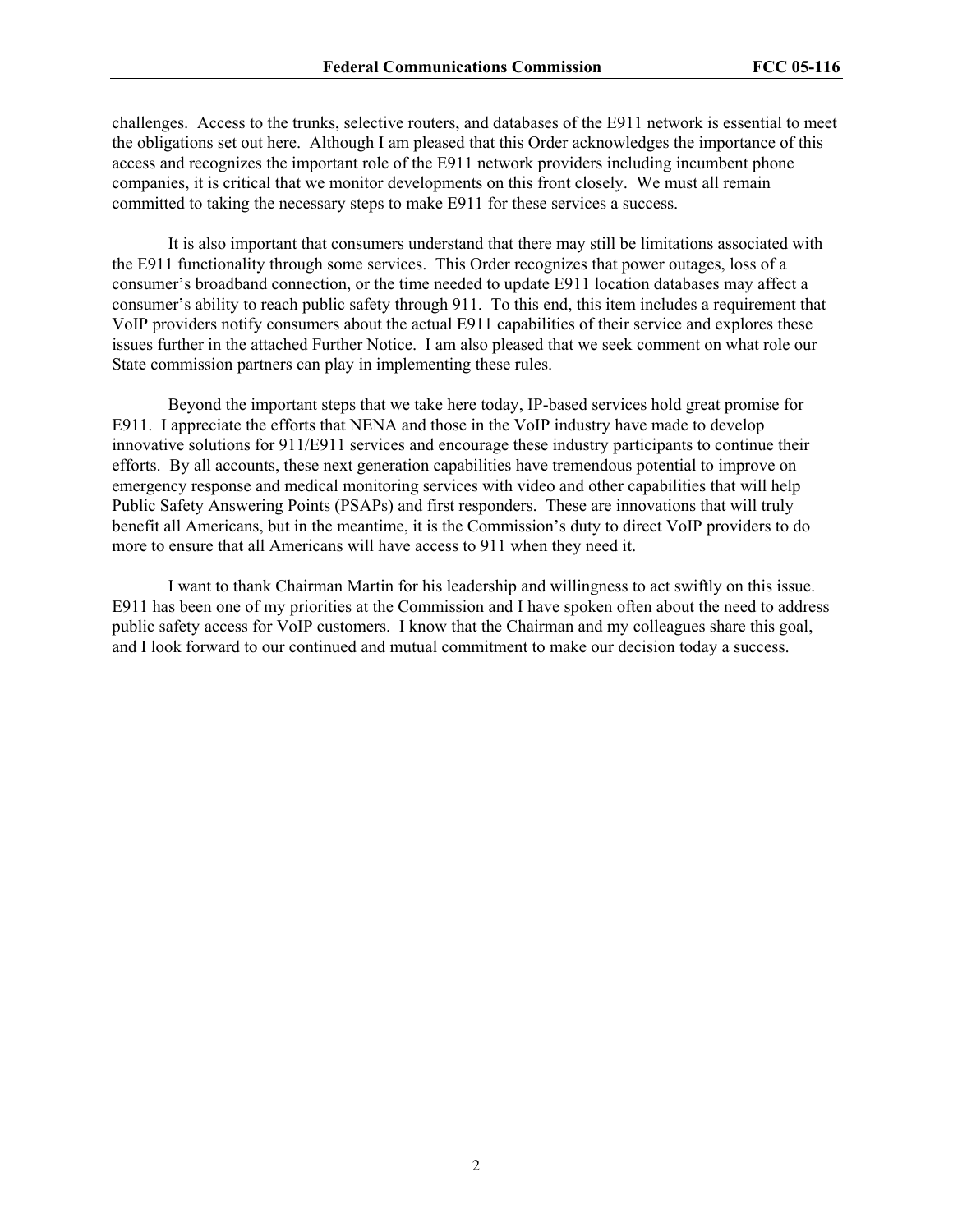challenges. Access to the trunks, selective routers, and databases of the E911 network is essential to meet the obligations set out here. Although I am pleased that this Order acknowledges the importance of this access and recognizes the important role of the E911 network providers including incumbent phone companies, it is critical that we monitor developments on this front closely. We must all remain committed to taking the necessary steps to make E911 for these services a success.

It is also important that consumers understand that there may still be limitations associated with the E911 functionality through some services. This Order recognizes that power outages, loss of a consumer's broadband connection, or the time needed to update E911 location databases may affect a consumer's ability to reach public safety through 911. To this end, this item includes a requirement that VoIP providers notify consumers about the actual E911 capabilities of their service and explores these issues further in the attached Further Notice. I am also pleased that we seek comment on what role our State commission partners can play in implementing these rules.

Beyond the important steps that we take here today, IP-based services hold great promise for E911. I appreciate the efforts that NENA and those in the VoIP industry have made to develop innovative solutions for 911/E911 services and encourage these industry participants to continue their efforts. By all accounts, these next generation capabilities have tremendous potential to improve on emergency response and medical monitoring services with video and other capabilities that will help Public Safety Answering Points (PSAPs) and first responders. These are innovations that will truly benefit all Americans, but in the meantime, it is the Commission's duty to direct VoIP providers to do more to ensure that all Americans will have access to 911 when they need it.

I want to thank Chairman Martin for his leadership and willingness to act swiftly on this issue. E911 has been one of my priorities at the Commission and I have spoken often about the need to address public safety access for VoIP customers. I know that the Chairman and my colleagues share this goal, and I look forward to our continued and mutual commitment to make our decision today a success.